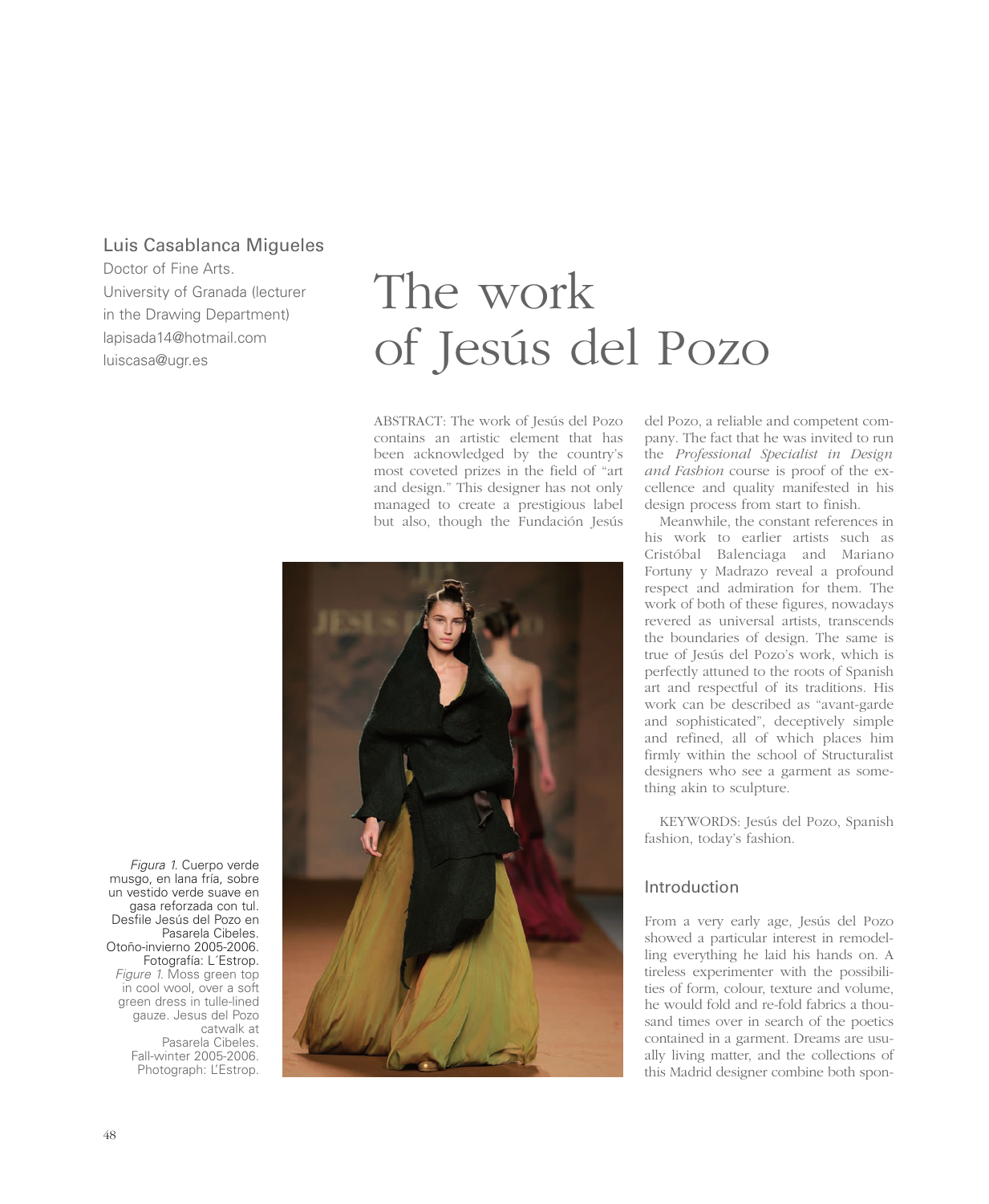Luis Casablanca Migueles
Doctor of Fine Arts.
University of Granada (lecturer in the Drawing Department)
lapisada14@hotmail.com
luiscasa@ugr.es

# The work of Jesús del Pozo

ABSTRACT: The work of Jesús del Pozo contains an artistic element that has been acknowledged by the country's most coveted prizes in the field of "art and design." This designer has not only managed to create a prestigious label but also, though the Fundación Jesús del Pozo, a reliable and competent company. The fact that he was invited to run the *Professional Specialist in Design and Fashion* course is proof of the excellence and quality manifested in his design process from start to finish.

Meanwhile, the constant references in his work to earlier artists such as Cristóbal Balenciaga and Mariano Fortuny y Madrazo reveal a profound respect and admiration for them. The work of both of these figures, nowadays revered as universal artists, transcends the boundaries of design. The same is true of Jesús del Pozo's work, which is perfectly attuned to the roots of Spanish art and respectful of its traditions. His work can be described as "avant-garde and sophisticated", deceptively simple and refined, all of which places him firmly within the school of Structuralist designers who see a garment as something akin to sculpture.

KEYWORDS: Jesús del Pozo, Spanish fashion, today's fashion.

*Figura 1.* Cuerpo verde musgo, en lana fría, sobre un vestido verde suave en gasa reforzada con tul. Desfile Jesús del Pozo en Pasarela Cibeles. Otoño-invierno 2005-2006. Fotografía: L´Estrop.
*Figure 1.* Moss green top in cool wool, over a soft green dress in tulle-lined gauze. Jesus del Pozo catwalk at Pasarela Cibeles. Fall-winter 2005-2006. Photograph: L'Estrop.

## Introduction

From a very early age, Jesús del Pozo showed a particular interest in remodelling everything he laid his hands on. A tireless experimenter with the possibilities of form, colour, texture and volume, he would fold and re-fold fabrics a thousand times over in search of the poetics contained in a garment. Dreams are usually living matter, and the collections of this Madrid designer combine both spon-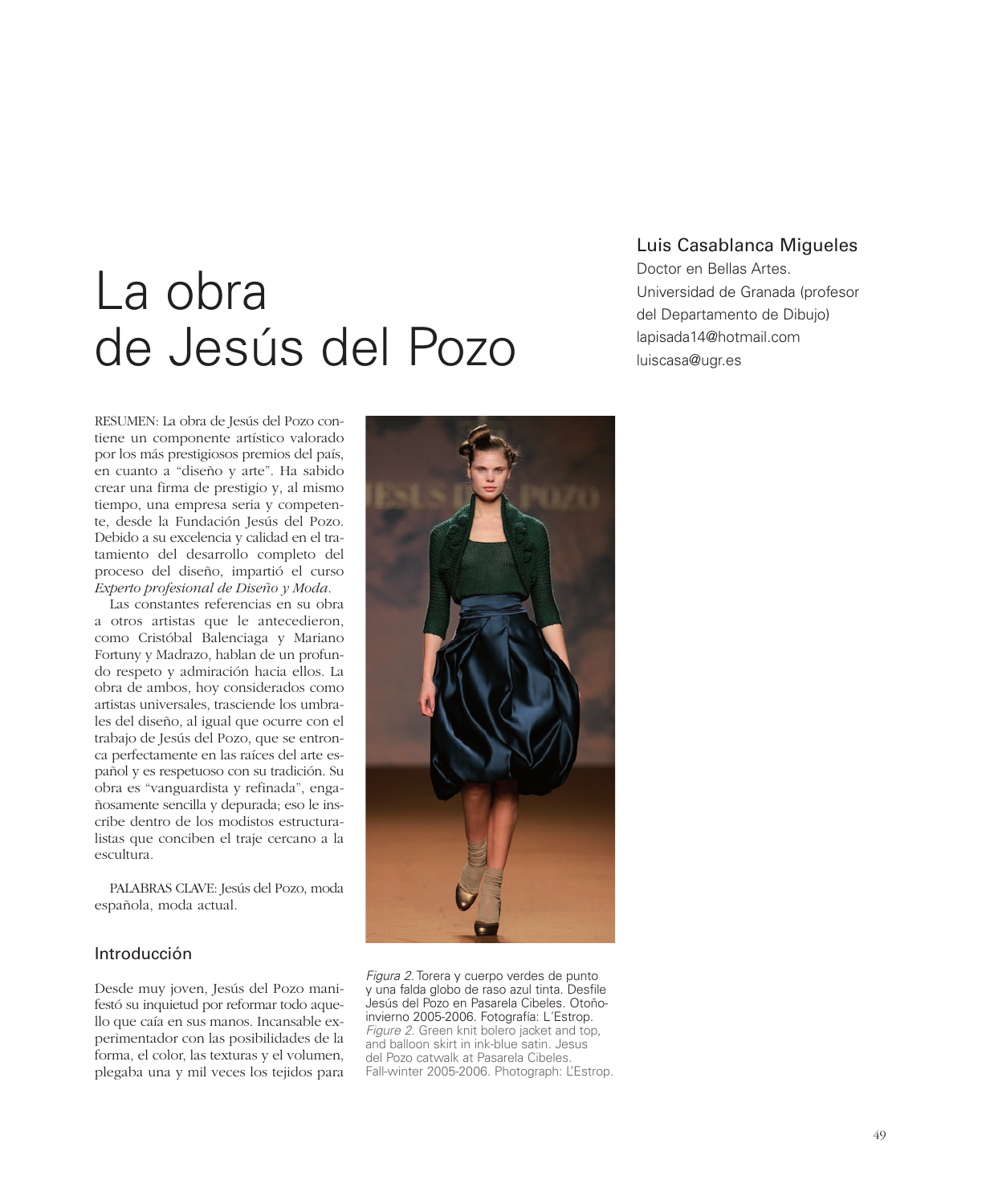# La obra de Jesús del Pozo

## Luis Casablanca Migueles

Doctor en Bellas Artes.
Universidad de Granada (profesor del Departamento de Dibujo)
lapisada14@hotmail.com
luiscasa@ugr.es

RESUMEN: La obra de Jesús del Pozo contiene un componente artístico valorado por los más prestigiosos premios del país, en cuanto a "diseño y arte". Ha sabido crear una firma de prestigio y, al mismo tiempo, una empresa seria y competente, desde la Fundación Jesús del Pozo. Debido a su excelencia y calidad en el tratamiento del desarrollo completo del proceso del diseño, impartió el curso *Experto profesional de Diseño y Moda*.

Las constantes referencias en su obra a otros artistas que le antecedieron, como Cristóbal Balenciaga y Mariano Fortuny y Madrazo, hablan de un profundo respeto y admiración hacia ellos. La obra de ambos, hoy considerados como artistas universales, trasciende los umbrales del diseño, al igual que ocurre con el trabajo de Jesús del Pozo, que se entronca perfectamente en las raíces del arte español y es respetuoso con su tradición. Su obra es "vanguardista y refinada", engañosamente sencilla y depurada; eso le inscribe dentro de los modistos estructuralistas que conciben el traje cercano a la escultura.

PALABRAS CLAVE: Jesús del Pozo, moda española, moda actual.

### Introducción

Desde muy joven, Jesús del Pozo manifestó su inquietud por reformar todo aquello que caía en sus manos. Incansable experimentador con las posibilidades de la forma, el color, las texturas y el volumen, plegaba una y mil veces los tejidos para

*Figura 2.* Torera y cuerpo verdes de punto y una falda globo de raso azul tinta. Desfile Jesús del Pozo en Pasarela Cibeles. Otoño-invierno 2005-2006. Fotografía: L´Estrop.
*Figure 2.* Green knit bolero jacket and top, and balloon skirt in ink-blue satin. Jesus del Pozo catwalk at Pasarela Cibeles. Fall-winter 2005-2006. Photograph: L'Estrop.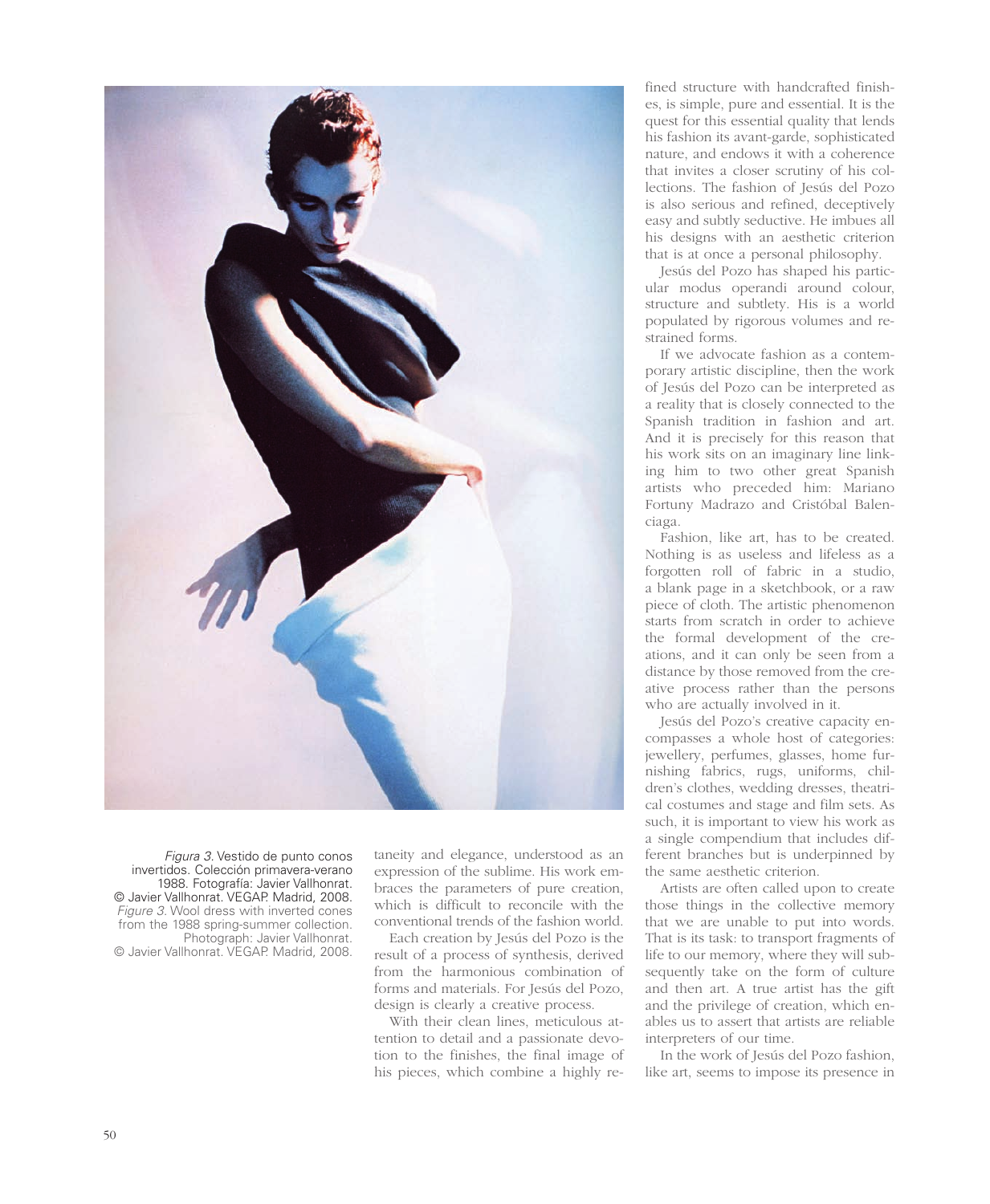*Figura 3.* Vestido de punto conos invertidos. Colección primavera-verano 1988. Fotografía: Javier Vallhonrat. © Javier Vallhonrat. VEGAP. Madrid, 2008.
*Figure 3.* Wool dress with inverted cones from the 1988 spring-summer collection. Photograph: Javier Vallhonrat. © Javier Vallhonrat. VEGAP. Madrid, 2008.

taneity and elegance, understood as an expression of the sublime. His work embraces the parameters of pure creation, which is difficult to reconcile with the conventional trends of the fashion world.

Each creation by Jesús del Pozo is the result of a process of synthesis, derived from the harmonious combination of forms and materials. For Jesús del Pozo, design is clearly a creative process.

With their clean lines, meticulous attention to detail and a passionate devotion to the finishes, the final image of his pieces, which combine a highly refined structure with handcrafted finishes, is simple, pure and essential. It is the quest for this essential quality that lends his fashion its avant-garde, sophisticated nature, and endows it with a coherence that invites a closer scrutiny of his collections. The fashion of Jesús del Pozo is also serious and refined, deceptively easy and subtly seductive. He imbues all his designs with an aesthetic criterion that is at once a personal philosophy.

Jesús del Pozo has shaped his particular modus operandi around colour, structure and subtlety. His is a world populated by rigorous volumes and restrained forms.

If we advocate fashion as a contemporary artistic discipline, then the work of Jesús del Pozo can be interpreted as a reality that is closely connected to the Spanish tradition in fashion and art. And it is precisely for this reason that his work sits on an imaginary line linking him to two other great Spanish artists who preceded him: Mariano Fortuny Madrazo and Cristóbal Balenciaga.

Fashion, like art, has to be created. Nothing is as useless and lifeless as a forgotten roll of fabric in a studio, a blank page in a sketchbook, or a raw piece of cloth. The artistic phenomenon starts from scratch in order to achieve the formal development of the creations, and it can only be seen from a distance by those removed from the creative process rather than the persons who are actually involved in it.

Jesús del Pozo's creative capacity encompasses a whole host of categories: jewellery, perfumes, glasses, home furnishing fabrics, rugs, uniforms, children's clothes, wedding dresses, theatrical costumes and stage and film sets. As such, it is important to view his work as a single compendium that includes different branches but is underpinned by the same aesthetic criterion.

Artists are often called upon to create those things in the collective memory that we are unable to put into words. That is its task: to transport fragments of life to our memory, where they will subsequently take on the form of culture and then art. A true artist has the gift and the privilege of creation, which enables us to assert that artists are reliable interpreters of our time.

In the work of Jesús del Pozo fashion, like art, seems to impose its presence in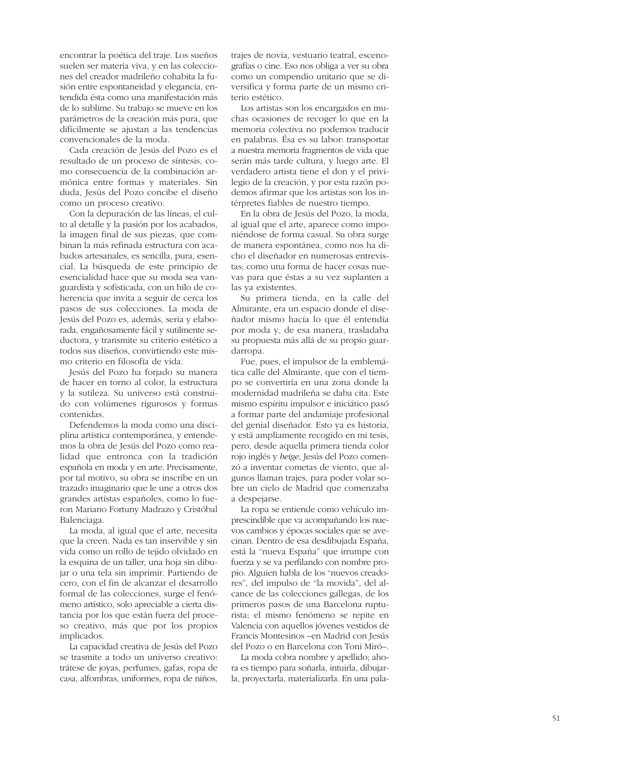encontrar la poética del traje. Los sueños suelen ser materia viva, y en las colecciones del creador madrileño cohabita la fusión entre espontaneidad y elegancia, entendida ésta como una manifestación más de lo sublime. Su trabajo se mueve en los parámetros de la creación más pura, que difícilmente se ajustan a las tendencias convencionales de la moda.

Cada creación de Jesús del Pozo es el resultado de un proceso de síntesis, como consecuencia de la combinación armónica entre formas y materiales. Sin duda, Jesús del Pozo concibe el diseño como un proceso creativo.

Con la depuración de las líneas, el culto al detalle y la pasión por los acabados, la imagen final de sus piezas, que combinan la más refinada estructura con acabados artesanales, es sencilla, pura, esencial. La búsqueda de este principio de esencialidad hace que su moda sea vanguardista y sofisticada, con un hilo de coherencia que invita a seguir de cerca los pasos de sus colecciones. La moda de Jesús del Pozo es, además, seria y elaborada, engañosamente fácil y sutilmente seductora, y transmite su criterio estético a todos sus diseños, convirtiendo este mismo criterio en filosofía de vida.

Jesús del Pozo ha forjado su manera de hacer en torno al color, la estructura y la sutileza. Su universo está construido con volúmenes rigurosos y formas contenidas.

Defendemos la moda como una disciplina artística contemporánea, y entendemos la obra de Jesús del Pozo como realidad que entronca con la tradición española en moda y en arte. Precisamente, por tal motivo, su obra se inscribe en un trazado imaginario que le une a otros dos grandes artistas españoles, como lo fueron Mariano Fortuny Madrazo y Cristóbal Balenciaga.

La moda, al igual que el arte, necesita que la creen. Nada es tan inservible y sin vida como un rollo de tejido olvidado en la esquina de un taller, una hoja sin dibujar o una tela sin imprimir. Partiendo de cero, con el fin de alcanzar el desarrollo formal de las colecciones, surge el fenómeno artístico, solo apreciable a cierta distancia por los que están fuera del proceso creativo, más que por los propios implicados.

La capacidad creativa de Jesús del Pozo se trasmite a todo un universo creativo: trátese de joyas, perfumes, gafas, ropa de casa, alfombras, uniformes, ropa de niños, trajes de novia, vestuario teatral, escenografías o cine. Eso nos obliga a ver su obra como un compendio unitario que se diversifica y forma parte de un mismo criterio estético.

Los artistas son los encargados en muchas ocasiones de recoger lo que en la memoria colectiva no podemos traducir en palabras. Ésa es su labor: transportar a nuestra memoria fragmentos de vida que serán más tarde cultura, y luego arte. El verdadero artista tiene el don y el privilegio de la creación, y por esta razón podemos afirmar que los artistas son los intérpretes fiables de nuestro tiempo.

En la obra de Jesús del Pozo, la moda, al igual que el arte, aparece como imponiéndose de forma casual. Su obra surge de manera espontánea, como nos ha dicho el diseñador en numerosas entrevistas; como una forma de hacer cosas nuevas para que éstas a su vez suplanten a las ya existentes.

Su primera tienda, en la calle del Almirante, era un espacio donde el diseñador mismo hacía lo que él entendía por moda y, de esa manera, trasladaba su propuesta más allá de su propio guardarropa.

Fue, pues, el impulsor de la emblemática calle del Almirante, que con el tiempo se convertiría en una zona donde la modernidad madrileña se daba cita. Este mismo espíritu impulsor e iniciático pasó a formar parte del andamiaje profesional del genial diseñador. Esto ya es historia, y está ampliamente recogido en mi tesis, pero, desde aquella primera tienda color rojo inglés y *beige*, Jesús del Pozo comenzó a inventar cometas de viento, que algunos llaman trajes, para poder volar sobre un cielo de Madrid que comenzaba a despejarse.

La ropa se entiende como vehículo imprescindible que va acompañando los nuevos cambios y épocas sociales que se avecinan. Dentro de esa desdibujada España, está la "nueva España" que irrumpe con fuerza y se va perfilando con nombre propio. Alguien habla de los "nuevos creadores", del impulso de "la movida", del alcance de las colecciones gallegas, de los primeros pasos de una Barcelona rupturista; el mismo fenómeno se repite en Valencia con aquellos jóvenes vestidos de Francis Montesinos –en Madrid con Jesús del Pozo o en Barcelona con Toni Miró–.

La moda cobra nombre y apellido; ahora es tiempo para soñarla, intuirla, dibujarla, proyectarla, materializarla. En una pala-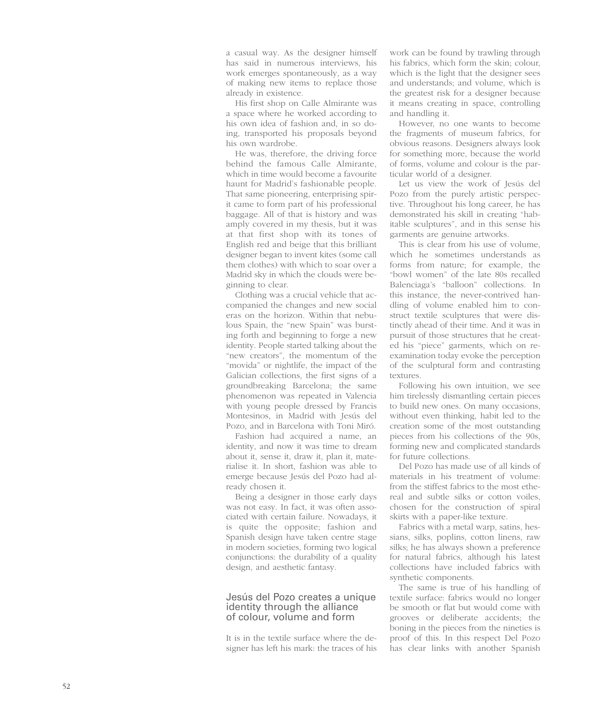a casual way. As the designer himself has said in numerous interviews, his work emerges spontaneously, as a way of making new items to replace those already in existence.

His first shop on Calle Almirante was a space where he worked according to his own idea of fashion and, in so doing, transported his proposals beyond his own wardrobe.

He was, therefore, the driving force behind the famous Calle Almirante, which in time would become a favourite haunt for Madrid's fashionable people. That same pioneering, enterprising spirit came to form part of his professional baggage. All of that is history and was amply covered in my thesis, but it was at that first shop with its tones of English red and beige that this brilliant designer began to invent kites (some call them clothes) with which to soar over a Madrid sky in which the clouds were beginning to clear.

Clothing was a crucial vehicle that accompanied the changes and new social eras on the horizon. Within that nebulous Spain, the "new Spain" was bursting forth and beginning to forge a new identity. People started talking about the "new creators", the momentum of the "movida" or nightlife, the impact of the Galician collections, the first signs of a groundbreaking Barcelona; the same phenomenon was repeated in Valencia with young people dressed by Francis Montesinos, in Madrid with Jesús del Pozo, and in Barcelona with Toni Miró.

Fashion had acquired a name, an identity, and now it was time to dream about it, sense it, draw it, plan it, materialise it. In short, fashion was able to emerge because Jesús del Pozo had already chosen it.

Being a designer in those early days was not easy. In fact, it was often associated with certain failure. Nowadays, it is quite the opposite; fashion and Spanish design have taken centre stage in modern societies, forming two logical conjunctions: the durability of a quality design, and aesthetic fantasy.

## Jesús del Pozo creates a unique identity through the alliance of colour, volume and form

It is in the textile surface where the designer has left his mark: the traces of his work can be found by trawling through his fabrics, which form the skin; colour, which is the light that the designer sees and understands; and volume, which is the greatest risk for a designer because it means creating in space, controlling and handling it.

However, no one wants to become the fragments of museum fabrics, for obvious reasons. Designers always look for something more, because the world of forms, volume and colour is the particular world of a designer.

Let us view the work of Jesús del Pozo from the purely artistic perspective. Throughout his long career, he has demonstrated his skill in creating "habitable sculptures", and in this sense his garments are genuine artworks.

This is clear from his use of volume, which he sometimes understands as forms from nature; for example, the "bowl women" of the late 80s recalled Balenciaga's "balloon" collections. In this instance, the never-contrived handling of volume enabled him to construct textile sculptures that were distinctly ahead of their time. And it was in pursuit of those structures that he created his "piece" garments, which on re-examination today evoke the perception of the sculptural form and contrasting textures.

Following his own intuition, we see him tirelessly dismantling certain pieces to build new ones. On many occasions, without even thinking, habit led to the creation some of the most outstanding pieces from his collections of the 90s, forming new and complicated standards for future collections.

Del Pozo has made use of all kinds of materials in his treatment of volume: from the stiffest fabrics to the most ethereal and subtle silks or cotton voiles, chosen for the construction of spiral skirts with a paper-like texture.

Fabrics with a metal warp, satins, hessians, silks, poplins, cotton linens, raw silks; he has always shown a preference for natural fabrics, although his latest collections have included fabrics with synthetic components.

The same is true of his handling of textile surface: fabrics would no longer be smooth or flat but would come with grooves or deliberate accidents; the boning in the pieces from the nineties is proof of this. In this respect Del Pozo has clear links with another Spanish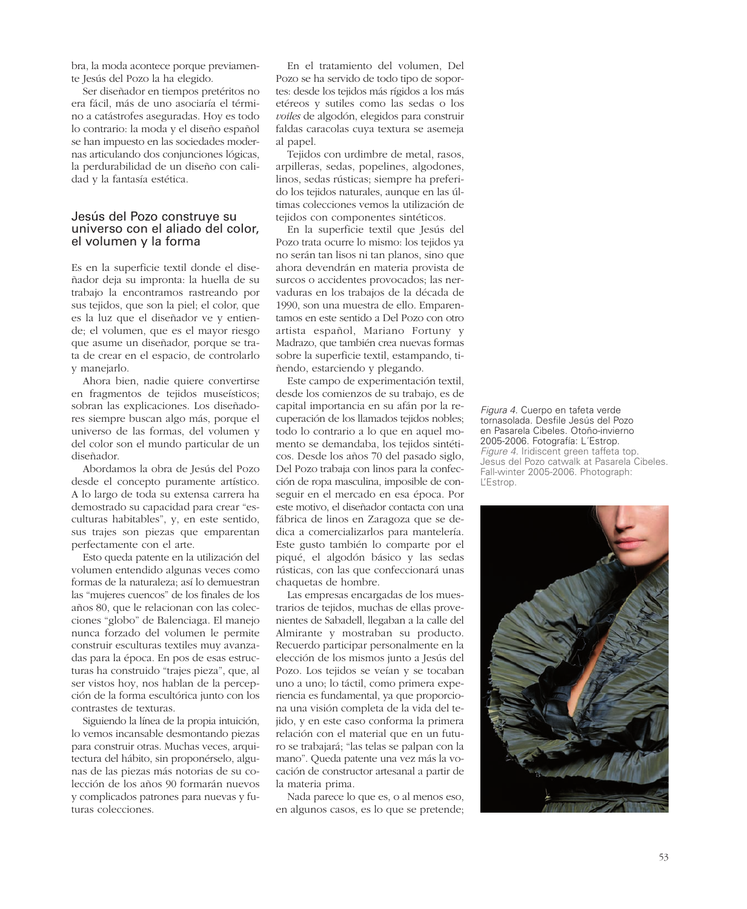bra, la moda acontece porque previamente Jesús del Pozo la ha elegido.

Ser diseñador en tiempos pretéritos no era fácil, más de uno asociaría el término a catástrofes aseguradas. Hoy es todo lo contrario: la moda y el diseño español se han impuesto en las sociedades modernas articulando dos conjunciones lógicas, la perdurabilidad de un diseño con calidad y la fantasía estética.

## Jesús del Pozo construye su universo con el aliado del color, el volumen y la forma

Es en la superficie textil donde el diseñador deja su impronta: la huella de su trabajo la encontramos rastreando por sus tejidos, que son la piel; el color, que es la luz que el diseñador ve y entiende; el volumen, que es el mayor riesgo que asume un diseñador, porque se trata de crear en el espacio, de controlarlo y manejarlo.

Ahora bien, nadie quiere convertirse en fragmentos de tejidos museísticos; sobran las explicaciones. Los diseñadores siempre buscan algo más, porque el universo de las formas, del volumen y del color son el mundo particular de un diseñador.

Abordamos la obra de Jesús del Pozo desde el concepto puramente artístico. A lo largo de toda su extensa carrera ha demostrado su capacidad para crear "esculturas habitables", y, en este sentido, sus trajes son piezas que emparentan perfectamente con el arte.

Esto queda patente en la utilización del volumen entendido algunas veces como formas de la naturaleza; así lo demuestran las "mujeres cuencos" de los finales de los años 80, que le relacionan con las colecciones "globo" de Balenciaga. El manejo nunca forzado del volumen le permite construir esculturas textiles muy avanzadas para la época. En pos de esas estructuras ha construido "trajes pieza", que, al ser vistos hoy, nos hablan de la percepción de la forma escultórica junto con los contrastes de texturas.

Siguiendo la línea de la propia intuición, lo vemos incansable desmontando piezas para construir otras. Muchas veces, arquitectura del hábito, sin proponérselo, algunas de las piezas más notorias de su colección de los años 90 formarán nuevos y complicados patrones para nuevas y futuras colecciones.

En el tratamiento del volumen, Del Pozo se ha servido de todo tipo de soportes: desde los tejidos más rígidos a los más etéreos y sutiles como las sedas o los *voiles* de algodón, elegidos para construir faldas caracolas cuya textura se asemeja al papel.

Tejidos con urdimbre de metal, rasos, arpilleras, sedas, popelines, algodones, linos, sedas rústicas; siempre ha preferido los tejidos naturales, aunque en las últimas colecciones vemos la utilización de tejidos con componentes sintéticos.

En la superficie textil que Jesús del Pozo trata ocurre lo mismo: los tejidos ya no serán tan lisos ni tan planos, sino que ahora devendrán en materia provista de surcos o accidentes provocados; las nervaduras en los trabajos de la década de 1990, son una muestra de ello. Emparentamos en este sentido a Del Pozo con otro artista español, Mariano Fortuny y Madrazo, que también crea nuevas formas sobre la superficie textil, estampando, tiñendo, estarciendo y plegando.

Este campo de experimentación textil, desde los comienzos de su trabajo, es de capital importancia en su afán por la recuperación de los llamados tejidos nobles; todo lo contrario a lo que en aquel momento se demandaba, los tejidos sintéticos. Desde los años 70 del pasado siglo, Del Pozo trabaja con linos para la confección de ropa masculina, imposible de conseguir en el mercado en esa época. Por este motivo, el diseñador contacta con una fábrica de linos en Zaragoza que se dedica a comercializarlos para mantelería. Este gusto también lo comparte por el piqué, el algodón básico y las sedas rústicas, con las que confeccionará unas chaquetas de hombre.

Las empresas encargadas de los muestrarios de tejidos, muchas de ellas provenientes de Sabadell, llegaban a la calle del Almirante y mostraban su producto. Recuerdo participar personalmente en la elección de los mismos junto a Jesús del Pozo. Los tejidos se veían y se tocaban uno a uno; lo táctil, como primera experiencia es fundamental, ya que proporciona una visión completa de la vida del tejido, y en este caso conforma la primera relación con el material que en un futuro se trabajará; "las telas se palpan con la mano". Queda patente una vez más la vocación de constructor artesanal a partir de la materia prima.

Nada parece lo que es, o al menos eso, en algunos casos, es lo que se pretende;

*Figura 4.* Cuerpo en tafeta verde tornasolada. Desfile Jesús del Pozo en Pasarela Cibeles. Otoño-invierno 2005-2006. Fotografía: L´Estrop.

*Figure 4.* Iridiscent green taffeta top. Jesus del Pozo catwalk at Pasarela Cibeles. Fall-winter 2005-2006. Photograph: L'Estrop.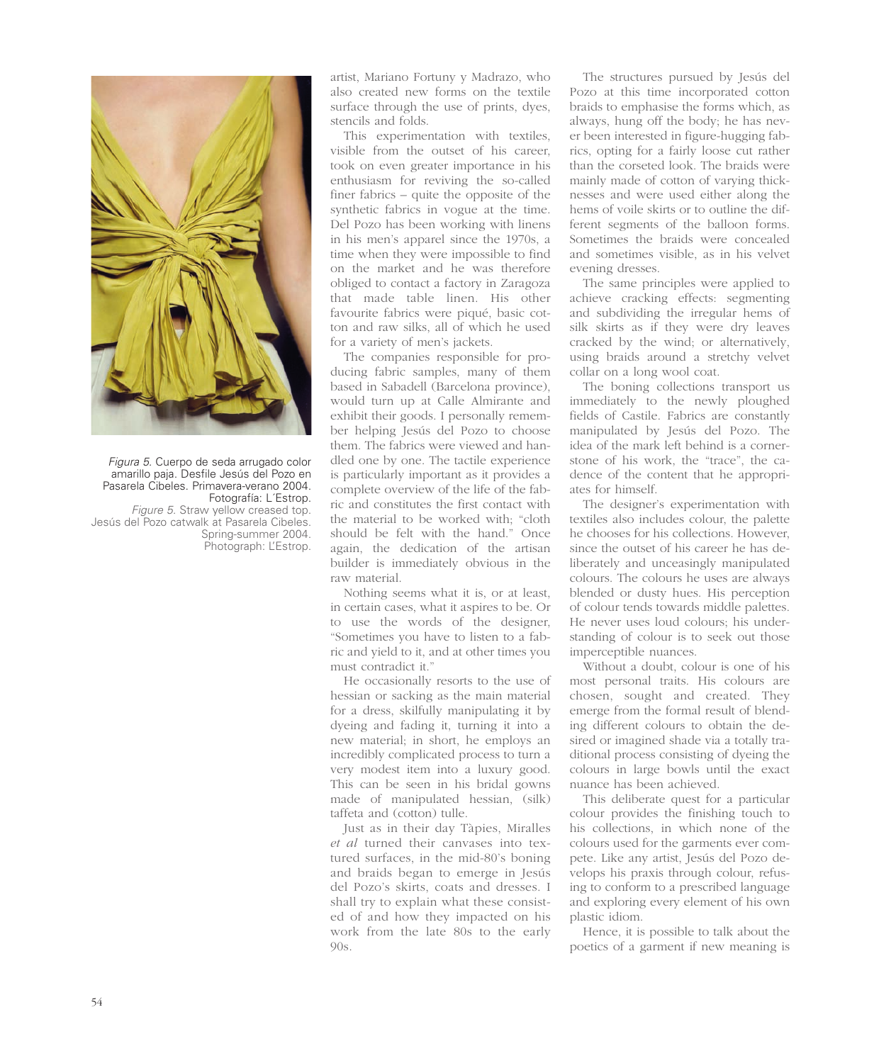*Figura 5.* Cuerpo de seda arrugado color amarillo paja. Desfile Jesús del Pozo en Pasarela Cibeles. Primavera-verano 2004. Fotografía: L´Estrop.
*Figure 5.* Straw yellow creased top. Jesús del Pozo catwalk at Pasarela Cibeles. Spring-summer 2004. Photograph: L'Estrop.

artist, Mariano Fortuny y Madrazo, who also created new forms on the textile surface through the use of prints, dyes, stencils and folds.

This experimentation with textiles, visible from the outset of his career, took on even greater importance in his enthusiasm for reviving the so-called finer fabrics – quite the opposite of the synthetic fabrics in vogue at the time. Del Pozo has been working with linens in his men's apparel since the 1970s, a time when they were impossible to find on the market and he was therefore obliged to contact a factory in Zaragoza that made table linen. His other favourite fabrics were piqué, basic cotton and raw silks, all of which he used for a variety of men's jackets.

The companies responsible for producing fabric samples, many of them based in Sabadell (Barcelona province), would turn up at Calle Almirante and exhibit their goods. I personally remember helping Jesús del Pozo to choose them. The fabrics were viewed and handled one by one. The tactile experience is particularly important as it provides a complete overview of the life of the fabric and constitutes the first contact with the material to be worked with; "cloth should be felt with the hand." Once again, the dedication of the artisan builder is immediately obvious in the raw material.

Nothing seems what it is, or at least, in certain cases, what it aspires to be. Or to use the words of the designer, "Sometimes you have to listen to a fabric and yield to it, and at other times you must contradict it."

He occasionally resorts to the use of hessian or sacking as the main material for a dress, skilfully manipulating it by dyeing and fading it, turning it into a new material; in short, he employs an incredibly complicated process to turn a very modest item into a luxury good. This can be seen in his bridal gowns made of manipulated hessian, (silk) taffeta and (cotton) tulle.

Just as in their day Tàpies, Miralles *et al* turned their canvases into textured surfaces, in the mid-80's boning and braids began to emerge in Jesús del Pozo's skirts, coats and dresses. I shall try to explain what these consisted of and how they impacted on his work from the late 80s to the early 90s.

The structures pursued by Jesús del Pozo at this time incorporated cotton braids to emphasise the forms which, as always, hung off the body; he has never been interested in figure-hugging fabrics, opting for a fairly loose cut rather than the corseted look. The braids were mainly made of cotton of varying thicknesses and were used either along the hems of voile skirts or to outline the different segments of the balloon forms. Sometimes the braids were concealed and sometimes visible, as in his velvet evening dresses.

The same principles were applied to achieve cracking effects: segmenting and subdividing the irregular hems of silk skirts as if they were dry leaves cracked by the wind; or alternatively, using braids around a stretchy velvet collar on a long wool coat.

The boning collections transport us immediately to the newly ploughed fields of Castile. Fabrics are constantly manipulated by Jesús del Pozo. The idea of the mark left behind is a cornerstone of his work, the "trace", the cadence of the content that he appropriates for himself.

The designer's experimentation with textiles also includes colour, the palette he chooses for his collections. However, since the outset of his career he has deliberately and unceasingly manipulated colours. The colours he uses are always blended or dusty hues. His perception of colour tends towards middle palettes. He never uses loud colours; his understanding of colour is to seek out those imperceptible nuances.

Without a doubt, colour is one of his most personal traits. His colours are chosen, sought and created. They emerge from the formal result of blending different colours to obtain the desired or imagined shade via a totally traditional process consisting of dyeing the colours in large bowls until the exact nuance has been achieved.

This deliberate quest for a particular colour provides the finishing touch to his collections, in which none of the colours used for the garments ever compete. Like any artist, Jesús del Pozo develops his praxis through colour, refusing to conform to a prescribed language and exploring every element of his own plastic idiom.

Hence, it is possible to talk about the poetics of a garment if new meaning is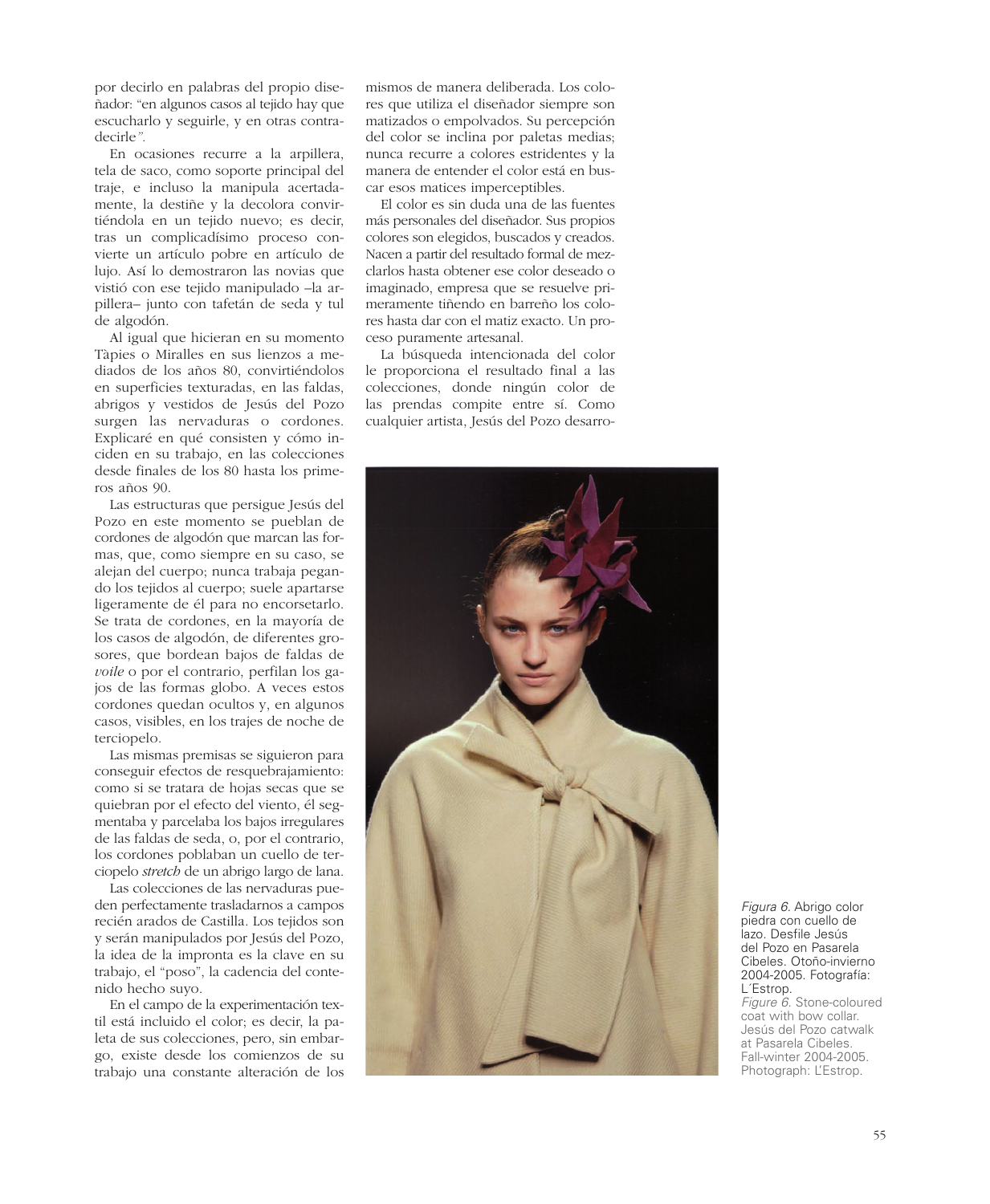por decirlo en palabras del propio diseñador: "en algunos casos al tejido hay que escucharlo y seguirle, y en otras contradecirle".

En ocasiones recurre a la arpillera, tela de saco, como soporte principal del traje, e incluso la manipula acertadamente, la destiñe y la decolora convirtiéndola en un tejido nuevo; es decir, tras un complicadísimo proceso convierte un artículo pobre en artículo de lujo. Así lo demostraron las novias que vistió con ese tejido manipulado –la arpillera– junto con tafetán de seda y tul de algodón.

Al igual que hicieran en su momento Tàpies o Miralles en sus lienzos a mediados de los años 80, convirtiéndolos en superficies texturadas, en las faldas, abrigos y vestidos de Jesús del Pozo surgen las nervaduras o cordones. Explicaré en qué consisten y cómo inciden en su trabajo, en las colecciones desde finales de los 80 hasta los primeros años 90.

Las estructuras que persigue Jesús del Pozo en este momento se pueblan de cordones de algodón que marcan las formas, que, como siempre en su caso, se alejan del cuerpo; nunca trabaja pegando los tejidos al cuerpo; suele apartarse ligeramente de él para no encorsetarlo. Se trata de cordones, en la mayoría de los casos de algodón, de diferentes grosores, que bordean bajos de faldas de *voile* o por el contrario, perfilan los gajos de las formas globo. A veces estos cordones quedan ocultos y, en algunos casos, visibles, en los trajes de noche de terciopelo.

Las mismas premisas se siguieron para conseguir efectos de resquebrajamiento: como si se tratara de hojas secas que se quiebran por el efecto del viento, él segmentaba y parcelaba los bajos irregulares de las faldas de seda, o, por el contrario, los cordones poblaban un cuello de terciopelo *stretch* de un abrigo largo de lana.

Las colecciones de las nervaduras pueden perfectamente trasladarnos a campos recién arados de Castilla. Los tejidos son y serán manipulados por Jesús del Pozo, la idea de la impronta es la clave en su trabajo, el "poso", la cadencia del contenido hecho suyo.

En el campo de la experimentación textil está incluido el color; es decir, la paleta de sus colecciones, pero, sin embargo, existe desde los comienzos de su trabajo una constante alteración de los mismos de manera deliberada. Los colores que utiliza el diseñador siempre son matizados o empolvados. Su percepción del color se inclina por paletas medias; nunca recurre a colores estridentes y la manera de entender el color está en buscar esos matices imperceptibles.

El color es sin duda una de las fuentes más personales del diseñador. Sus propios colores son elegidos, buscados y creados. Nacen a partir del resultado formal de mezclarlos hasta obtener ese color deseado o imaginado, empresa que se resuelve primeramente tiñendo en barreño los colores hasta dar con el matiz exacto. Un proceso puramente artesanal.

La búsqueda intencionada del color le proporciona el resultado final a las colecciones, donde ningún color de las prendas compite entre sí. Como cualquier artista, Jesús del Pozo desarro-

*Figura 6.* Abrigo color piedra con cuello de lazo. Desfile Jesús del Pozo en Pasarela Cibeles. Otoño-invierno 2004-2005. Fotografía: L´Estrop.
*Figure 6.* Stone-coloured coat with bow collar. Jesús del Pozo catwalk at Pasarela Cibeles. Fall-winter 2004-2005. Photograph: L'Estrop.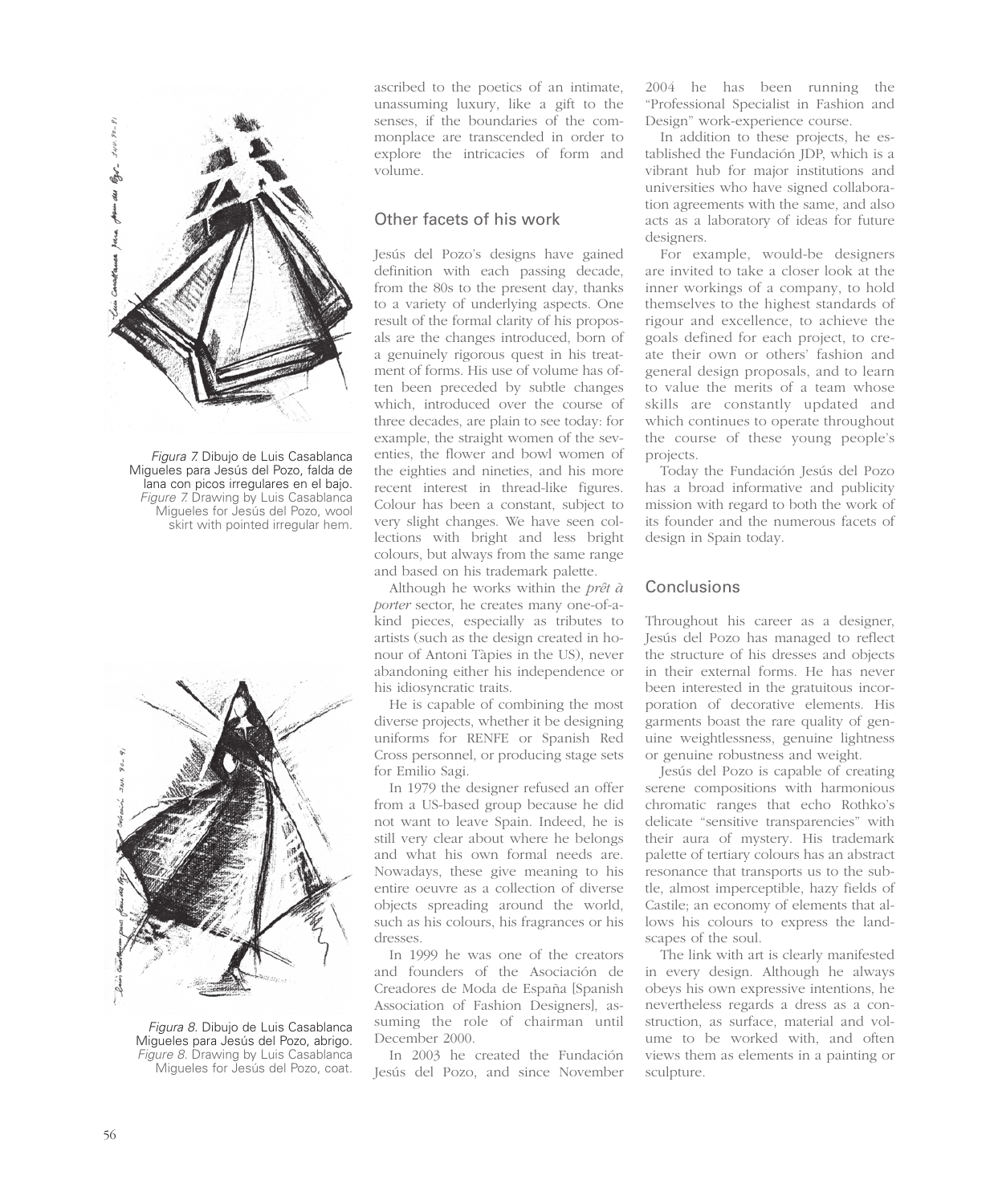*Figura 7.* Dibujo de Luis Casablanca Migueles para Jesús del Pozo, falda de lana con picos irregulares en el bajo.
*Figure 7.* Drawing by Luis Casablanca Migueles for Jesús del Pozo, wool skirt with pointed irregular hem.

*Figura 8.* Dibujo de Luis Casablanca Migueles para Jesús del Pozo, abrigo.
*Figure 8.* Drawing by Luis Casablanca Migueles for Jesús del Pozo, coat.

ascribed to the poetics of an intimate, unassuming luxury, like a gift to the senses, if the boundaries of the commonplace are transcended in order to explore the intricacies of form and volume.

## Other facets of his work

Jesús del Pozo's designs have gained definition with each passing decade, from the 80s to the present day, thanks to a variety of underlying aspects. One result of the formal clarity of his proposals are the changes introduced, born of a genuinely rigorous quest in his treatment of forms. His use of volume has often been preceded by subtle changes which, introduced over the course of three decades, are plain to see today: for example, the straight women of the seventies, the flower and bowl women of the eighties and nineties, and his more recent interest in thread-like figures. Colour has been a constant, subject to very slight changes. We have seen collections with bright and less bright colours, but always from the same range and based on his trademark palette.

Although he works within the *prêt à porter* sector, he creates many one-of-a-kind pieces, especially as tributes to artists (such as the design created in honour of Antoni Tàpies in the US), never abandoning either his independence or his idiosyncratic traits.

He is capable of combining the most diverse projects, whether it be designing uniforms for RENFE or Spanish Red Cross personnel, or producing stage sets for Emilio Sagi.

In 1979 the designer refused an offer from a US-based group because he did not want to leave Spain. Indeed, he is still very clear about where he belongs and what his own formal needs are. Nowadays, these give meaning to his entire oeuvre as a collection of diverse objects spreading around the world, such as his colours, his fragrances or his dresses.

In 1999 he was one of the creators and founders of the Asociación de Creadores de Moda de España [Spanish Association of Fashion Designers], assuming the role of chairman until December 2000.

In 2003 he created the Fundación Jesús del Pozo, and since November 2004 he has been running the "Professional Specialist in Fashion and Design" work-experience course.

In addition to these projects, he established the Fundación JDP, which is a vibrant hub for major institutions and universities who have signed collaboration agreements with the same, and also acts as a laboratory of ideas for future designers.

For example, would-be designers are invited to take a closer look at the inner workings of a company, to hold themselves to the highest standards of rigour and excellence, to achieve the goals defined for each project, to create their own or others' fashion and general design proposals, and to learn to value the merits of a team whose skills are constantly updated and which continues to operate throughout the course of these young people's projects.

Today the Fundación Jesús del Pozo has a broad informative and publicity mission with regard to both the work of its founder and the numerous facets of design in Spain today.

## Conclusions

Throughout his career as a designer, Jesús del Pozo has managed to reflect the structure of his dresses and objects in their external forms. He has never been interested in the gratuitous incorporation of decorative elements. His garments boast the rare quality of genuine weightlessness, genuine lightness or genuine robustness and weight.

Jesús del Pozo is capable of creating serene compositions with harmonious chromatic ranges that echo Rothko's delicate "sensitive transparencies" with their aura of mystery. His trademark palette of tertiary colours has an abstract resonance that transports us to the subtle, almost imperceptible, hazy fields of Castile; an economy of elements that allows his colours to express the landscapes of the soul.

The link with art is clearly manifested in every design. Although he always obeys his own expressive intentions, he nevertheless regards a dress as a construction, as surface, material and volume to be worked with, and often views them as elements in a painting or sculpture.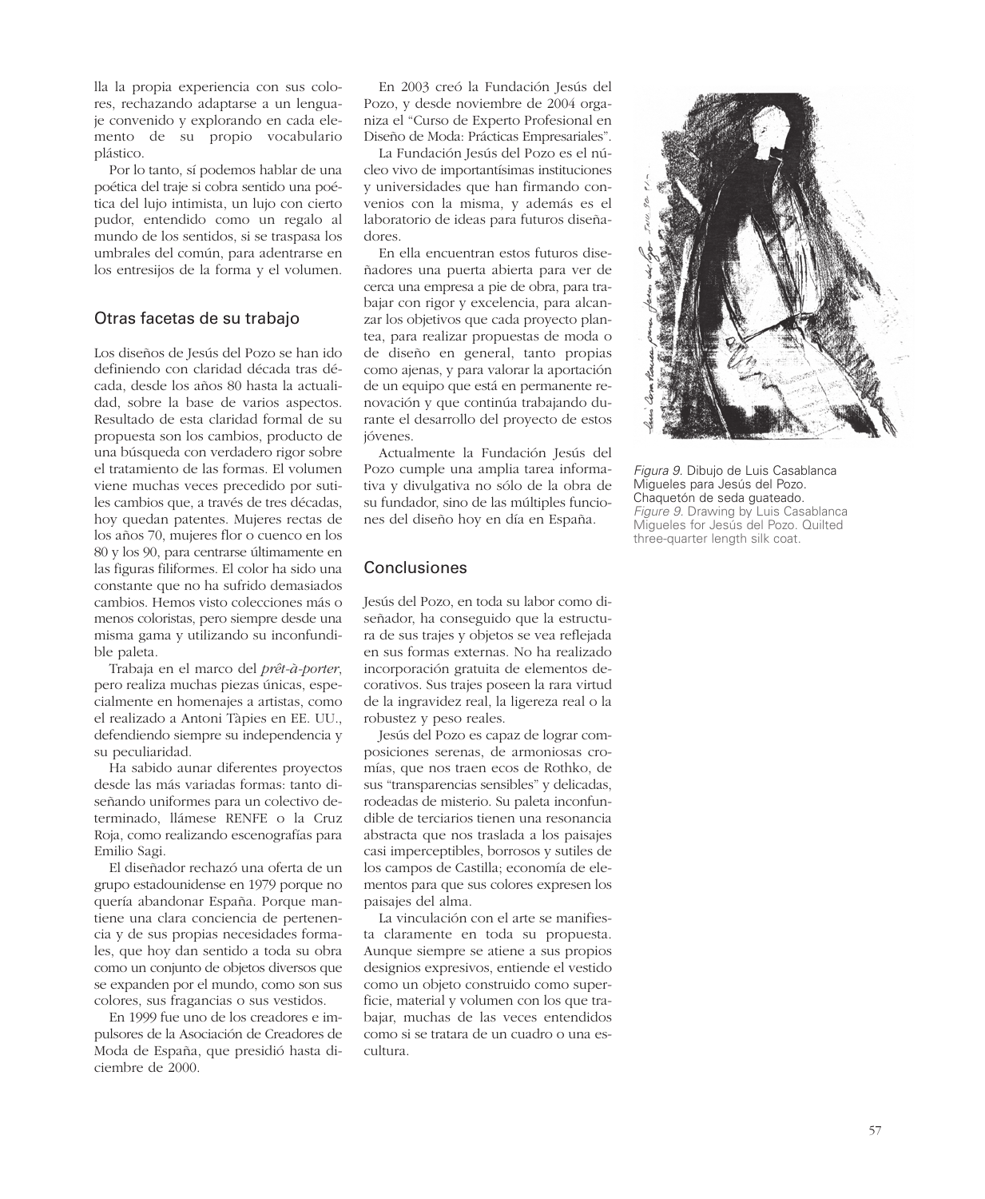lla la propia experiencia con sus colores, rechazando adaptarse a un lenguaje convenido y explorando en cada elemento de su propio vocabulario plástico.

Por lo tanto, sí podemos hablar de una poética del traje si cobra sentido una poética del lujo intimista, un lujo con cierto pudor, entendido como un regalo al mundo de los sentidos, si se traspasa los umbrales del común, para adentrarse en los entresijos de la forma y el volumen.

## Otras facetas de su trabajo

Los diseños de Jesús del Pozo se han ido definiendo con claridad década tras década, desde los años 80 hasta la actualidad, sobre la base de varios aspectos. Resultado de esta claridad formal de su propuesta son los cambios, producto de una búsqueda con verdadero rigor sobre el tratamiento de las formas. El volumen viene muchas veces precedido por sutiles cambios que, a través de tres décadas, hoy quedan patentes. Mujeres rectas de los años 70, mujeres flor o cuenco en los 80 y los 90, para centrarse últimamente en las figuras filiformes. El color ha sido una constante que no ha sufrido demasiados cambios. Hemos visto colecciones más o menos coloristas, pero siempre desde una misma gama y utilizando su inconfundible paleta.

Trabaja en el marco del *prêt-à-porter*, pero realiza muchas piezas únicas, especialmente en homenajes a artistas, como el realizado a Antoni Tàpies en EE. UU., defendiendo siempre su independencia y su peculiaridad.

Ha sabido aunar diferentes proyectos desde las más variadas formas: tanto diseñando uniformes para un colectivo determinado, llámese RENFE o la Cruz Roja, como realizando escenografías para Emilio Sagi.

El diseñador rechazó una oferta de un grupo estadounidense en 1979 porque no quería abandonar España. Porque mantiene una clara conciencia de pertenencia y de sus propias necesidades formales, que hoy dan sentido a toda su obra como un conjunto de objetos diversos que se expanden por el mundo, como son sus colores, sus fragancias o sus vestidos.

En 1999 fue uno de los creadores e impulsores de la Asociación de Creadores de Moda de España, que presidió hasta diciembre de 2000.

En 2003 creó la Fundación Jesús del Pozo, y desde noviembre de 2004 organiza el "Curso de Experto Profesional en Diseño de Moda: Prácticas Empresariales".

La Fundación Jesús del Pozo es el núcleo vivo de importantísimas instituciones y universidades que han firmando convenios con la misma, y además es el laboratorio de ideas para futuros diseñadores.

En ella encuentran estos futuros diseñadores una puerta abierta para ver de cerca una empresa a pie de obra, para trabajar con rigor y excelencia, para alcanzar los objetivos que cada proyecto plantea, para realizar propuestas de moda o de diseño en general, tanto propias como ajenas, y para valorar la aportación de un equipo que está en permanente renovación y que continúa trabajando durante el desarrollo del proyecto de estos jóvenes.

Actualmente la Fundación Jesús del Pozo cumple una amplia tarea informativa y divulgativa no sólo de la obra de su fundador, sino de las múltiples funciones del diseño hoy en día en España.

## Conclusiones

Jesús del Pozo, en toda su labor como diseñador, ha conseguido que la estructura de sus trajes y objetos se vea reflejada en sus formas externas. No ha realizado incorporación gratuita de elementos decorativos. Sus trajes poseen la rara virtud de la ingravidez real, la ligereza real o la robustez y peso reales.

Jesús del Pozo es capaz de lograr composiciones serenas, de armoniosas cromías, que nos traen ecos de Rothko, de sus "transparencias sensibles" y delicadas, rodeadas de misterio. Su paleta inconfundible de terciarios tienen una resonancia abstracta que nos traslada a los paisajes casi imperceptibles, borrosos y sutiles de los campos de Castilla; economía de elementos para que sus colores expresen los paisajes del alma.

La vinculación con el arte se manifiesta claramente en toda su propuesta. Aunque siempre se atiene a sus propios designios expresivos, entiende el vestido como un objeto construido como superficie, material y volumen con los que trabajar, muchas de las veces entendidos como si se tratara de un cuadro o una escultura.

*Figura 9.* Dibujo de Luis Casablanca Migueles para Jesús del Pozo. Chaquetón de seda guateado.
*Figure 9.* Drawing by Luis Casablanca Migueles for Jesús del Pozo. Quilted three-quarter length silk coat.